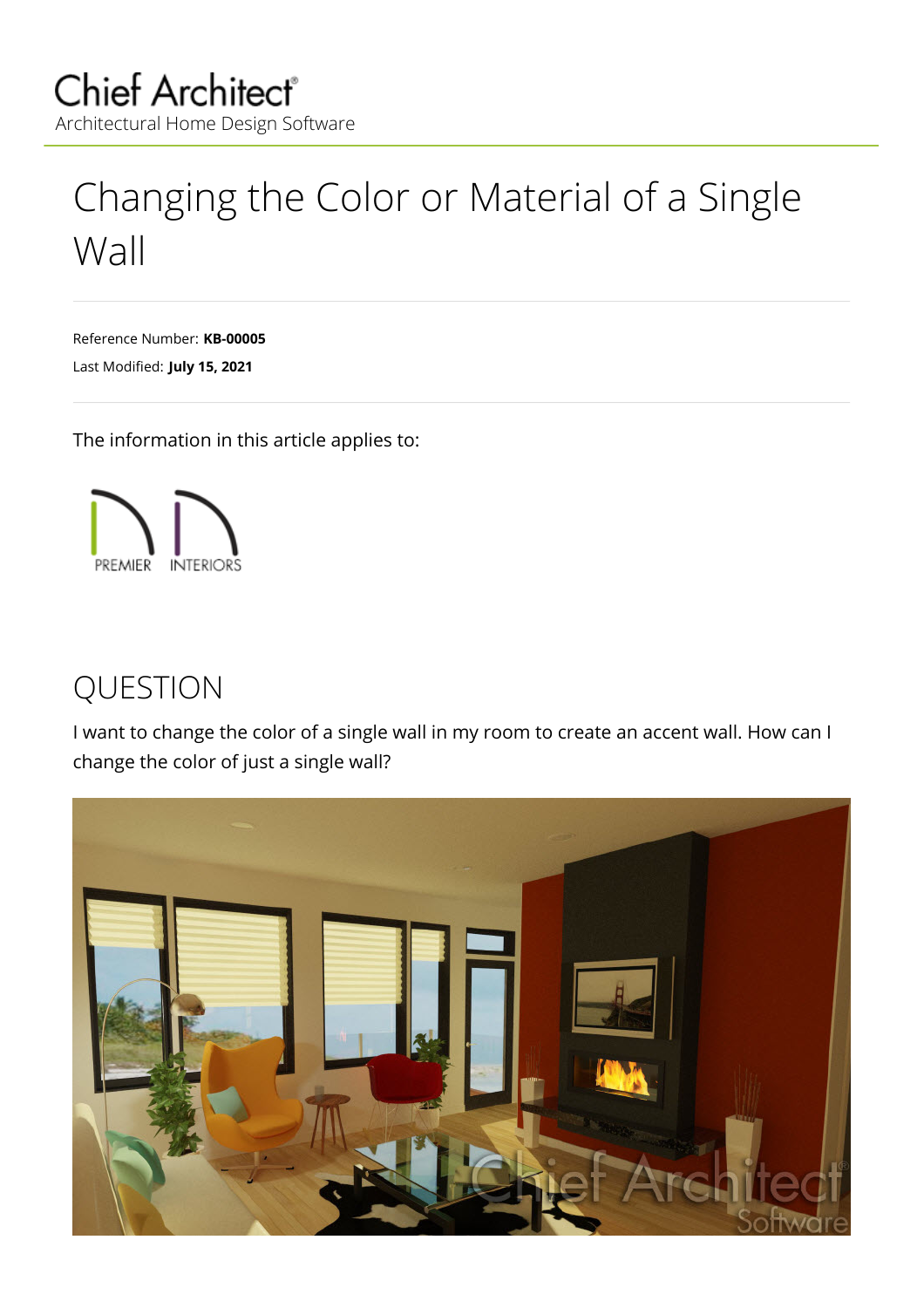Chief Architect®
Architectural Home Design Software

# Changing the Color or Material of a Single Wall

Reference Number: **KB-00005**
Last Modified: **July 15, 2021**

The information in this article applies to:

PREMIER INTERIORS

## QUESTION

I want to change the color of a single wall in my room to create an accent wall. How can I change the color of just a single wall?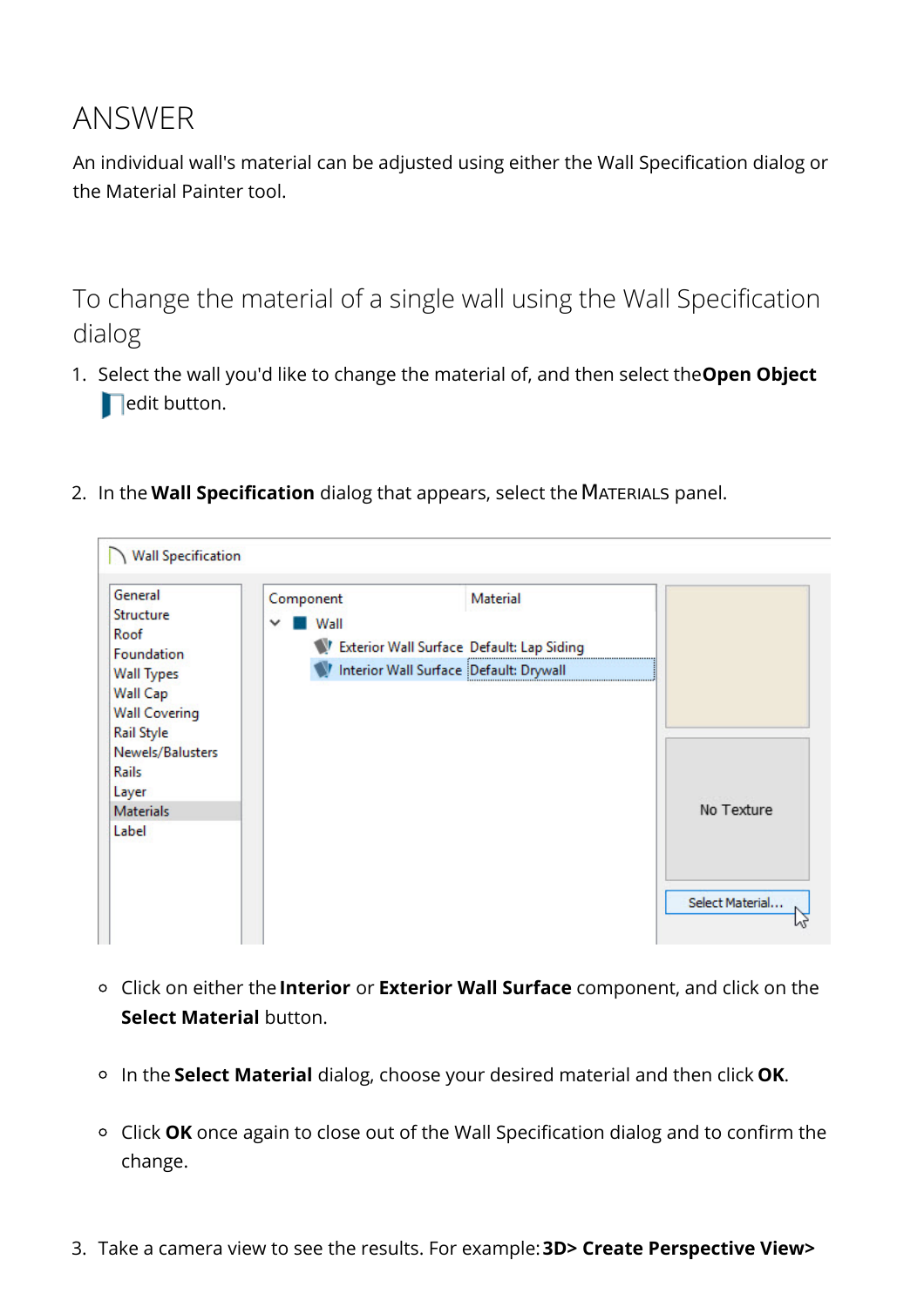# ANSWER

An individual wall's material can be adjusted using either the Wall Specification dialog or the Material Painter tool.

## To change the material of a single wall using the Wall Specification dialog

1. Select the wall you'd like to change the material of, and then select the **Open Object** edit button.

2. In the **Wall Specification** dialog that appears, select the MATERIALS panel.

   - Click on either the **Interior** or **Exterior Wall Surface** component, and click on the **Select Material** button.

   - In the **Select Material** dialog, choose your desired material and then click **OK**.

   - Click **OK** once again to close out of the Wall Specification dialog and to confirm the change.

3. Take a camera view to see the results. For example: **3D> Create Perspective View>**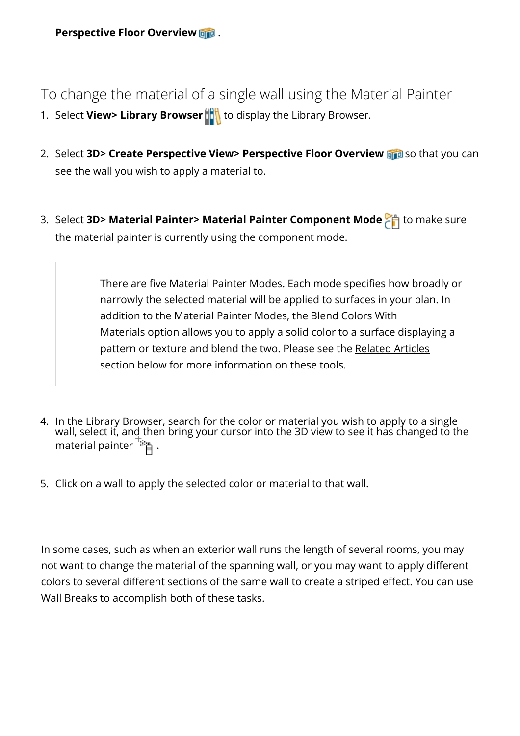**Perspective Floor Overview** .

## To change the material of a single wall using the Material Painter

1. Select **View> Library Browser** to display the Library Browser.

2. Select **3D> Create Perspective View> Perspective Floor Overview** so that you can see the wall you wish to apply a material to.

3. Select **3D> Material Painter> Material Painter Component Mode** to make sure the material painter is currently using the component mode.

> There are five Material Painter Modes. Each mode specifies how broadly or narrowly the selected material will be applied to surfaces in your plan. In addition to the Material Painter Modes, the Blend Colors With Materials option allows you to apply a solid color to a surface displaying a pattern or texture and blend the two. Please see the Related Articles section below for more information on these tools.

4. In the Library Browser, search for the color or material you wish to apply to a single wall, select it, and then bring your cursor into the 3D view to see it has changed to the material painter .

5. Click on a wall to apply the selected color or material to that wall.

In some cases, such as when an exterior wall runs the length of several rooms, you may not want to change the material of the spanning wall, or you may want to apply different colors to several different sections of the same wall to create a striped effect. You can use Wall Breaks to accomplish both of these tasks.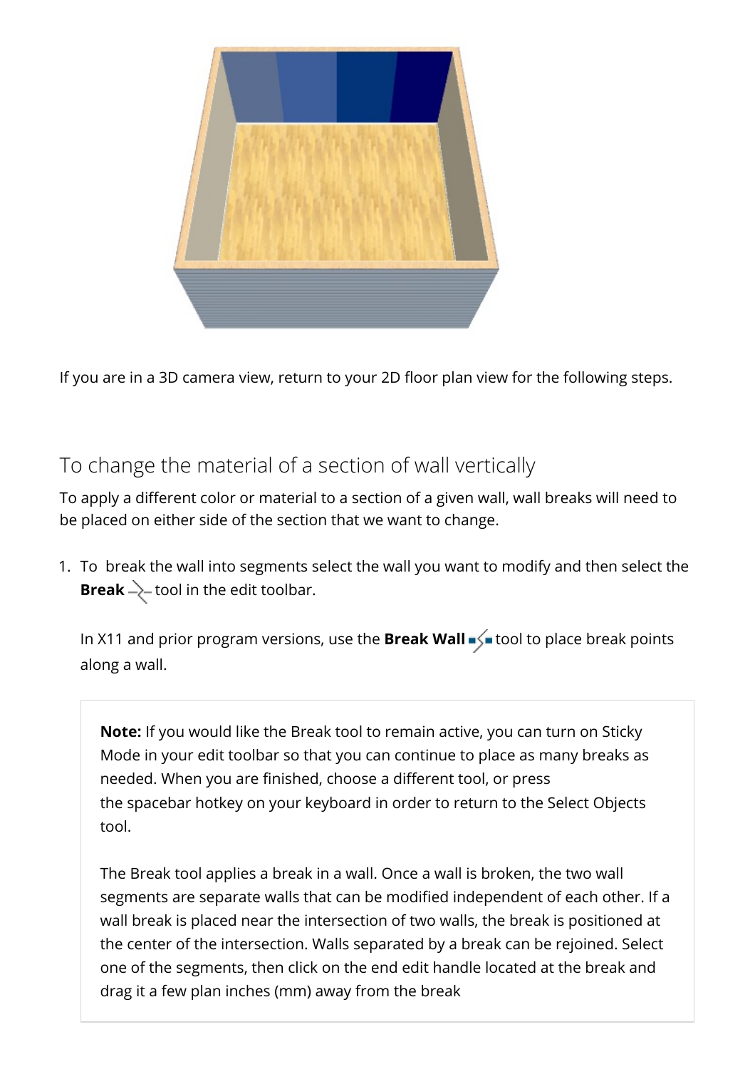If you are in a 3D camera view, return to your 2D floor plan view for the following steps.

## To change the material of a section of wall vertically

To apply a different color or material to a section of a given wall, wall breaks will need to be placed on either side of the section that we want to change.

1. To break the wall into segments select the wall you want to modify and then select the **Break** tool in the edit toolbar.

   In X11 and prior program versions, use the **Break Wall** tool to place break points along a wall.

   > **Note:** If you would like the Break tool to remain active, you can turn on Sticky Mode in your edit toolbar so that you can continue to place as many breaks as needed. When you are finished, choose a different tool, or press the spacebar hotkey on your keyboard in order to return to the Select Objects tool.
   >
   > The Break tool applies a break in a wall. Once a wall is broken, the two wall segments are separate walls that can be modified independent of each other. If a wall break is placed near the intersection of two walls, the break is positioned at the center of the intersection. Walls separated by a break can be rejoined. Select one of the segments, then click on the end edit handle located at the break and drag it a few plan inches (mm) away from the break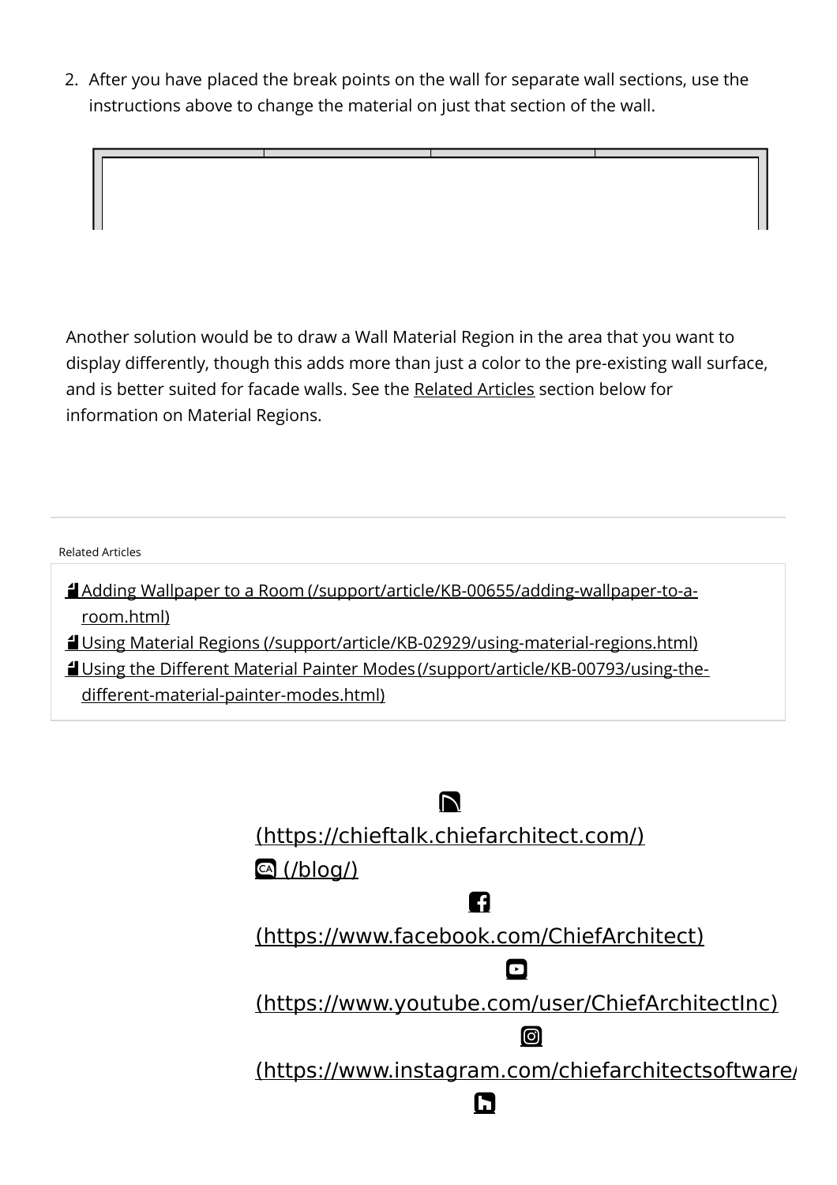2. After you have placed the break points on the wall for separate wall sections, use the instructions above to change the material on just that section of the wall.

Another solution would be to draw a Wall Material Region in the area that you want to display differently, though this adds more than just a color to the pre-existing wall surface, and is better suited for facade walls. See the Related Articles section below for information on Material Regions.

Related Articles

- Adding Wallpaper to a Room (/support/article/KB-00655/adding-wallpaper-to-a-room.html)
- Using Material Regions (/support/article/KB-02929/using-material-regions.html)
- Using the Different Material Painter Modes (/support/article/KB-00793/using-the-different-material-painter-modes.html)

(https://chieftalk.chiefarchitect.com/)

(/blog/)

(https://www.facebook.com/ChiefArchitect)

(https://www.youtube.com/user/ChiefArchitectInc)

(https://www.instagram.com/chiefarchitectsoftware/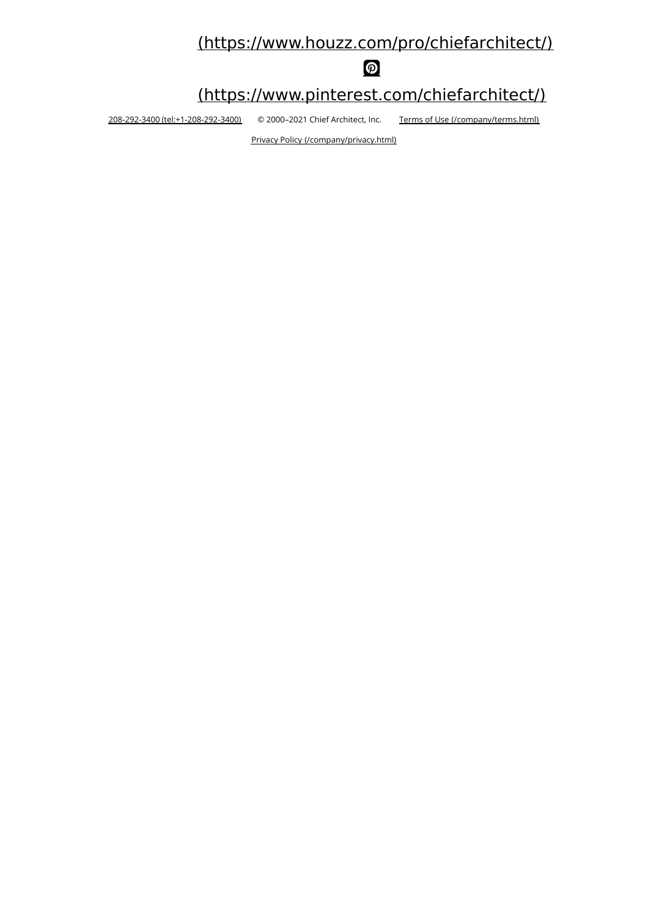(https://www.houzz.com/pro/chiefarchitect/)

(https://www.pinterest.com/chiefarchitect/)

208-292-3400 (tel:+1-208-292-3400)   © 2000–2021 Chief Architect, Inc.   Terms of Use (/company/terms.html)

Privacy Policy (/company/privacy.html)